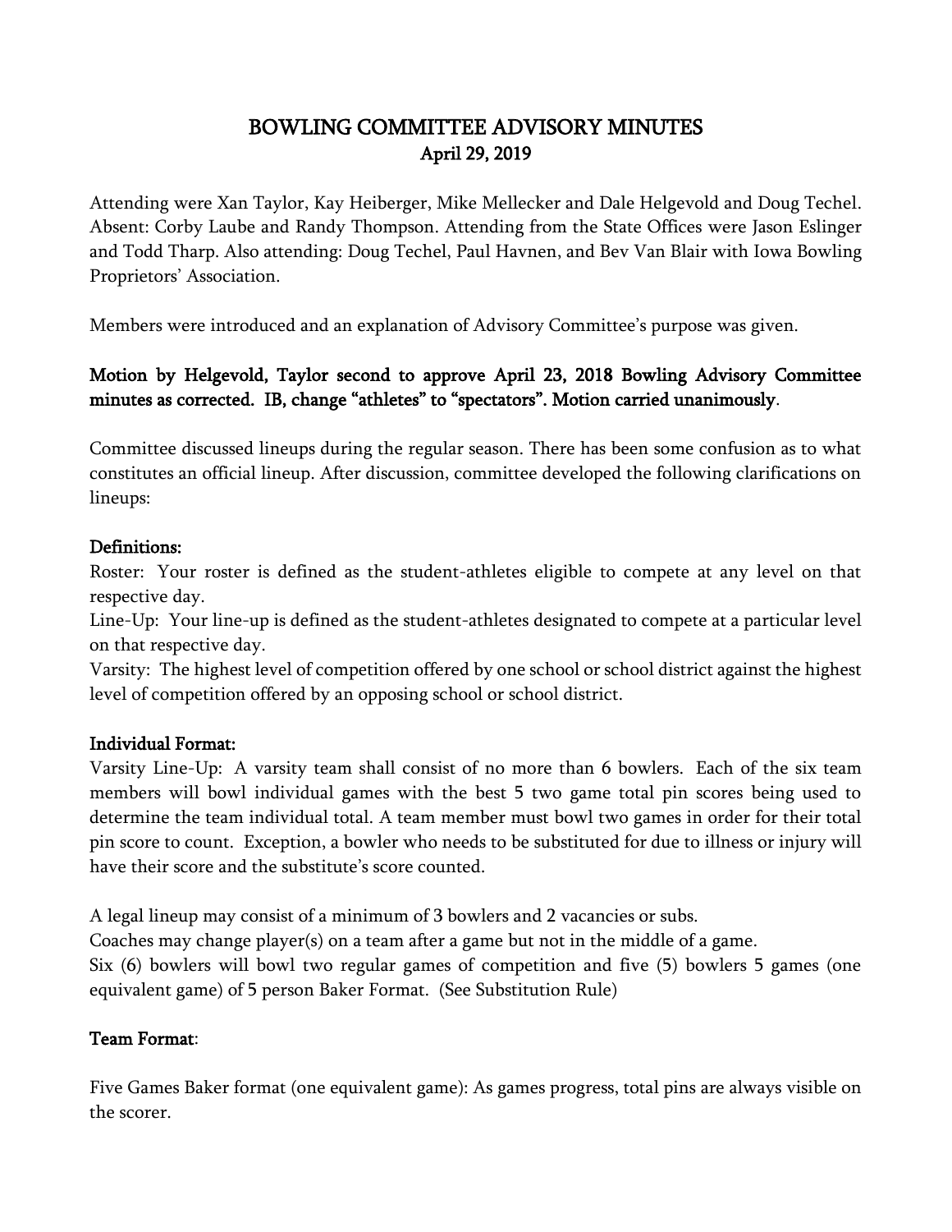# BOWLING COMMITTEE ADVISORY MINUTES

## April 29, 2019

Attending were Xan Taylor, Kay Heiberger, Mike Mellecker and Dale Helgevold and Doug Techel. Absent: Corby Laube and Randy Thompson. Attending from the State Offices were Jason Eslinger and Todd Tharp. Also attending: Doug Techel, Paul Havnen, and Bev Van Blair with Iowa Bowling Proprietors' Association.

Members were introduced and an explanation of Advisory Committee's purpose was given.

**Motion by Helgevold, Taylor second to approve April 23, 2018 Bowling Advisory Committee minutes as corrected. IB, change "athletes" to "spectators". Motion carried unanimously**.

Committee discussed lineups during the regular season. There has been some confusion as to what constitutes an official lineup. After discussion, committee developed the following clarifications on lineups:

**Definitions:**

Roster: Your roster is defined as the student-athletes eligible to compete at any level on that respective day.

Line-Up: Your line-up is defined as the student-athletes designated to compete at a particular level on that respective day.

Varsity: The highest level of competition offered by one school or school district against the highest level of competition offered by an opposing school or school district.

**Individual Format:**

Varsity Line-Up: A varsity team shall consist of no more than 6 bowlers. Each of the six team members will bowl individual games with the best 5 two game total pin scores being used to determine the team individual total. A team member must bowl two games in order for their total pin score to count. Exception, a bowler who needs to be substituted for due to illness or injury will have their score and the substitute's score counted.

A legal lineup may consist of a minimum of 3 bowlers and 2 vacancies or subs.

Coaches may change player(s) on a team after a game but not in the middle of a game.

Six (6) bowlers will bowl two regular games of competition and five (5) bowlers 5 games (one equivalent game) of 5 person Baker Format. (See Substitution Rule)

**Team Format**:

Five Games Baker format (one equivalent game): As games progress, total pins are always visible on the scorer.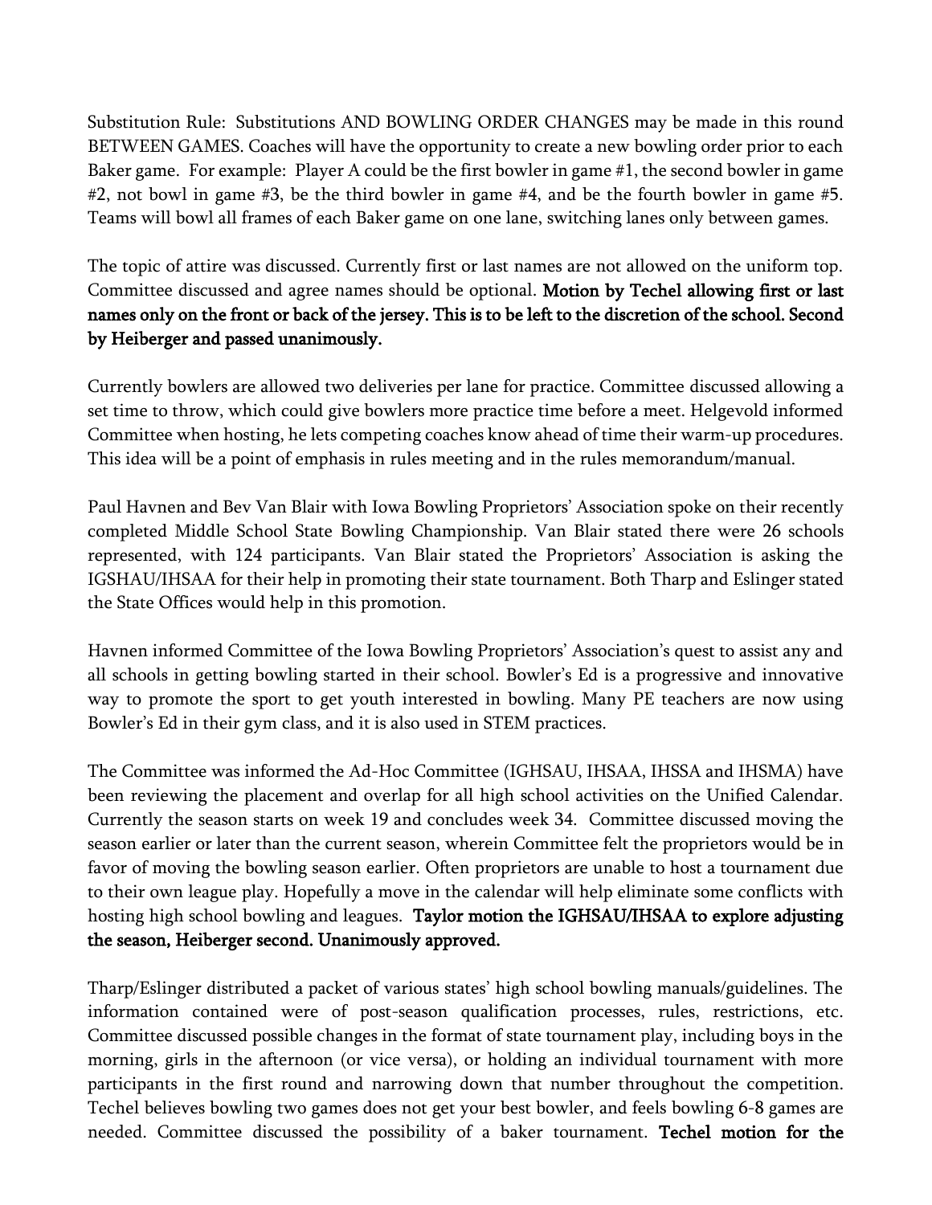Substitution Rule: Substitutions AND BOWLING ORDER CHANGES may be made in this round BETWEEN GAMES. Coaches will have the opportunity to create a new bowling order prior to each Baker game. For example: Player A could be the first bowler in game #1, the second bowler in game #2, not bowl in game #3, be the third bowler in game #4, and be the fourth bowler in game #5. Teams will bowl all frames of each Baker game on one lane, switching lanes only between games.

The topic of attire was discussed. Currently first or last names are not allowed on the uniform top. Committee discussed and agree names should be optional. **Motion by Techel allowing first or last names only on the front or back of the jersey. This is to be left to the discretion of the school. Second by Heiberger and passed unanimously.**

Currently bowlers are allowed two deliveries per lane for practice. Committee discussed allowing a set time to throw, which could give bowlers more practice time before a meet. Helgevold informed Committee when hosting, he lets competing coaches know ahead of time their warm-up procedures. This idea will be a point of emphasis in rules meeting and in the rules memorandum/manual.

Paul Havnen and Bev Van Blair with Iowa Bowling Proprietors' Association spoke on their recently completed Middle School State Bowling Championship. Van Blair stated there were 26 schools represented, with 124 participants. Van Blair stated the Proprietors' Association is asking the IGSHAU/IHSAA for their help in promoting their state tournament. Both Tharp and Eslinger stated the State Offices would help in this promotion.

Havnen informed Committee of the Iowa Bowling Proprietors' Association's quest to assist any and all schools in getting bowling started in their school. Bowler's Ed is a progressive and innovative way to promote the sport to get youth interested in bowling. Many PE teachers are now using Bowler's Ed in their gym class, and it is also used in STEM practices.

The Committee was informed the Ad-Hoc Committee (IGHSAU, IHSAA, IHSSA and IHSMA) have been reviewing the placement and overlap for all high school activities on the Unified Calendar. Currently the season starts on week 19 and concludes week 34. Committee discussed moving the season earlier or later than the current season, wherein Committee felt the proprietors would be in favor of moving the bowling season earlier. Often proprietors are unable to host a tournament due to their own league play. Hopefully a move in the calendar will help eliminate some conflicts with hosting high school bowling and leagues. **Taylor motion the IGHSAU/IHSAA to explore adjusting the season, Heiberger second. Unanimously approved.**

Tharp/Eslinger distributed a packet of various states' high school bowling manuals/guidelines. The information contained were of post-season qualification processes, rules, restrictions, etc. Committee discussed possible changes in the format of state tournament play, including boys in the morning, girls in the afternoon (or vice versa), or holding an individual tournament with more participants in the first round and narrowing down that number throughout the competition. Techel believes bowling two games does not get your best bowler, and feels bowling 6-8 games are needed. Committee discussed the possibility of a baker tournament. **Techel motion for the**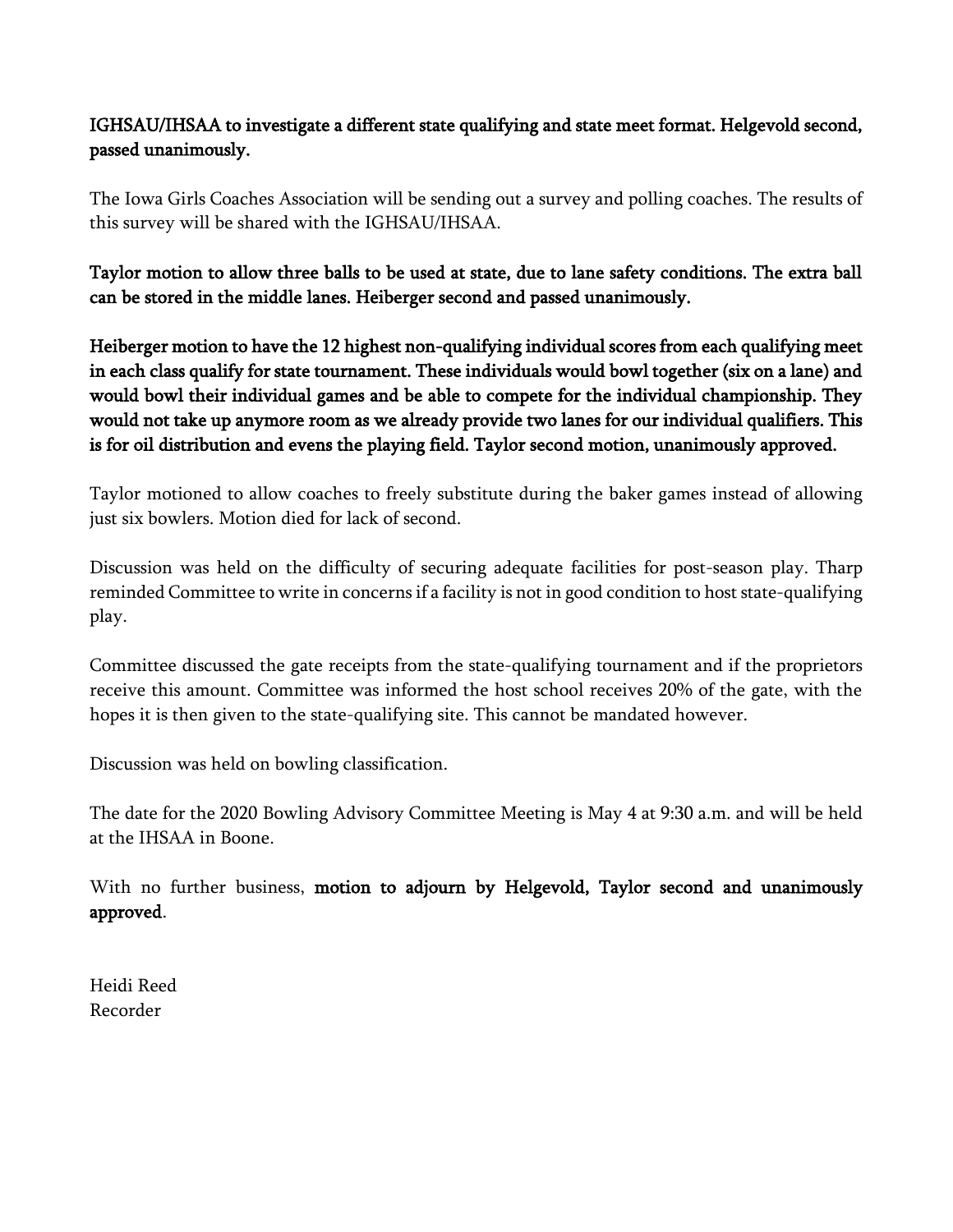**IGHSAU/IHSAA to investigate a different state qualifying and state meet format. Helgevold second, passed unanimously.**

The Iowa Girls Coaches Association will be sending out a survey and polling coaches. The results of this survey will be shared with the IGHSAU/IHSAA.

**Taylor motion to allow three balls to be used at state, due to lane safety conditions. The extra ball can be stored in the middle lanes. Heiberger second and passed unanimously.**

**Heiberger motion to have the 12 highest non-qualifying individual scores from each qualifying meet in each class qualify for state tournament. These individuals would bowl together (six on a lane) and would bowl their individual games and be able to compete for the individual championship. They would not take up anymore room as we already provide two lanes for our individual qualifiers. This is for oil distribution and evens the playing field. Taylor second motion, unanimously approved.**

Taylor motioned to allow coaches to freely substitute during the baker games instead of allowing just six bowlers. Motion died for lack of second.

Discussion was held on the difficulty of securing adequate facilities for post-season play. Tharp reminded Committee to write in concerns if a facility is not in good condition to host state-qualifying play.

Committee discussed the gate receipts from the state-qualifying tournament and if the proprietors receive this amount. Committee was informed the host school receives 20% of the gate, with the hopes it is then given to the state-qualifying site. This cannot be mandated however.

Discussion was held on bowling classification.

The date for the 2020 Bowling Advisory Committee Meeting is May 4 at 9:30 a.m. and will be held at the IHSAA in Boone.

With no further business, **motion to adjourn by Helgevold, Taylor second and unanimously approved**.

Heidi Reed
Recorder